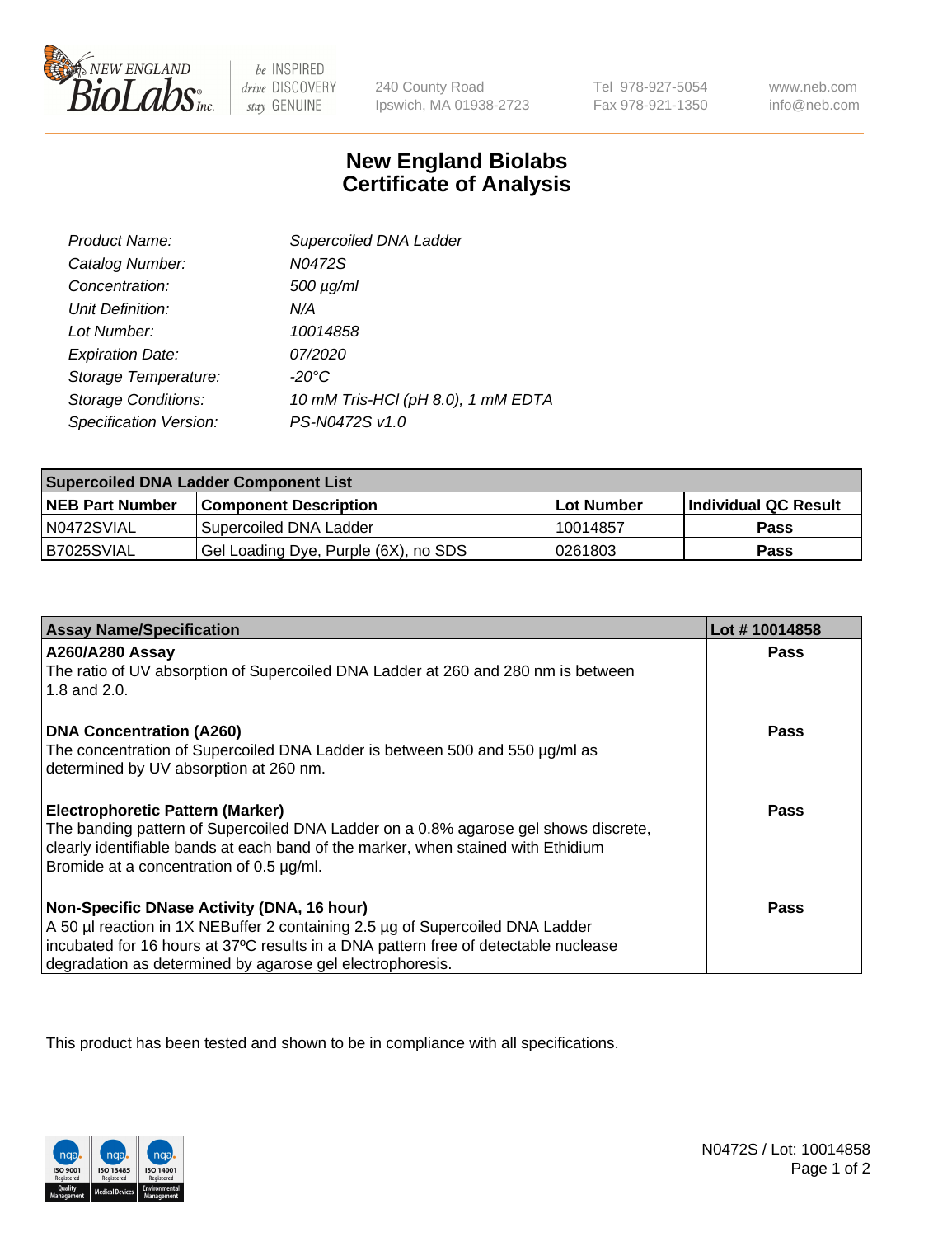240 County Road
Ipswich, MA 01938-2723

Tel 978-927-5054
Fax 978-921-1350

www.neb.com
info@neb.com

# New England Biolabs
# Certificate of Analysis

| | |
|---|---|
| *Product Name:* | *Supercoiled DNA Ladder* |
| *Catalog Number:* | *N0472S* |
| *Concentration:* | *500 µg/ml* |
| *Unit Definition:* | *N/A* |
| *Lot Number:* | *10014858* |
| *Expiration Date:* | *07/2020* |
| *Storage Temperature:* | *-20°C* |
| *Storage Conditions:* | *10 mM Tris-HCl (pH 8.0), 1 mM EDTA* |
| *Specification Version:* | *PS-N0472S v1.0* |

| **Supercoiled DNA Ladder Component List** | | | |
|---|---|---|---|
| **NEB Part Number** | **Component Description** | **Lot Number** | **Individual QC Result** |
| N0472SVIAL | Supercoiled DNA Ladder | 10014857 | **Pass** |
| B7025SVIAL | Gel Loading Dye, Purple (6X), no SDS | 0261803 | **Pass** |

| **Assay Name/Specification** | **Lot # 10014858** |
|---|---|
| **A260/A280 Assay**<br>The ratio of UV absorption of Supercoiled DNA Ladder at 260 and 280 nm is between 1.8 and 2.0. | **Pass** |
| **DNA Concentration (A260)**<br>The concentration of Supercoiled DNA Ladder is between 500 and 550 µg/ml as determined by UV absorption at 260 nm. | **Pass** |
| **Electrophoretic Pattern (Marker)**<br>The banding pattern of Supercoiled DNA Ladder on a 0.8% agarose gel shows discrete, clearly identifiable bands at each band of the marker, when stained with Ethidium Bromide at a concentration of 0.5 µg/ml. | **Pass** |
| **Non-Specific DNase Activity (DNA, 16 hour)**<br>A 50 µl reaction in 1X NEBuffer 2 containing 2.5 µg of Supercoiled DNA Ladder incubated for 16 hours at 37ºC results in a DNA pattern free of detectable nuclease degradation as determined by agarose gel electrophoresis. | **Pass** |

This product has been tested and shown to be in compliance with all specifications.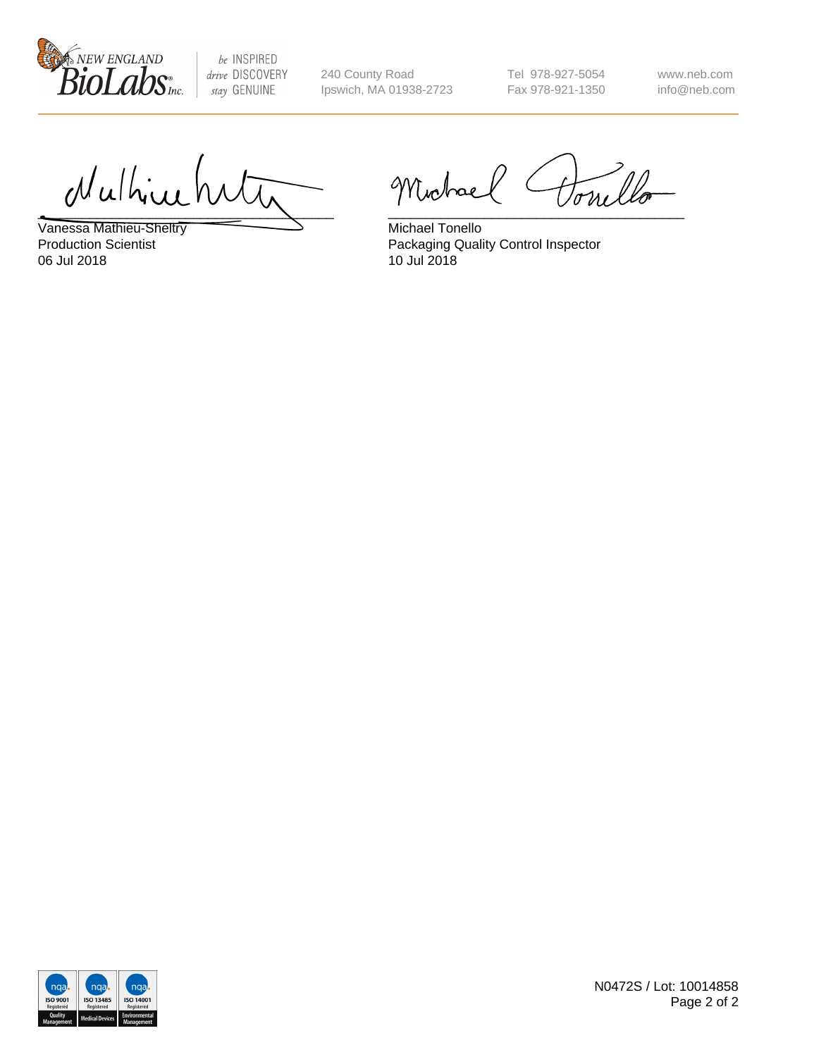NEW ENGLAND BioLabs Inc.

be INSPIRED
drive DISCOVERY
stay GENUINE

240 County Road
Ipswich, MA 01938-2723

Tel 978-927-5054
Fax 978-921-1350

www.neb.com
info@neb.com

Vanessa Mathieu-Sheltry
Production Scientist
06 Jul 2018

Michael Tonello
Packaging Quality Control Inspector
10 Jul 2018

N0472S / Lot: 10014858